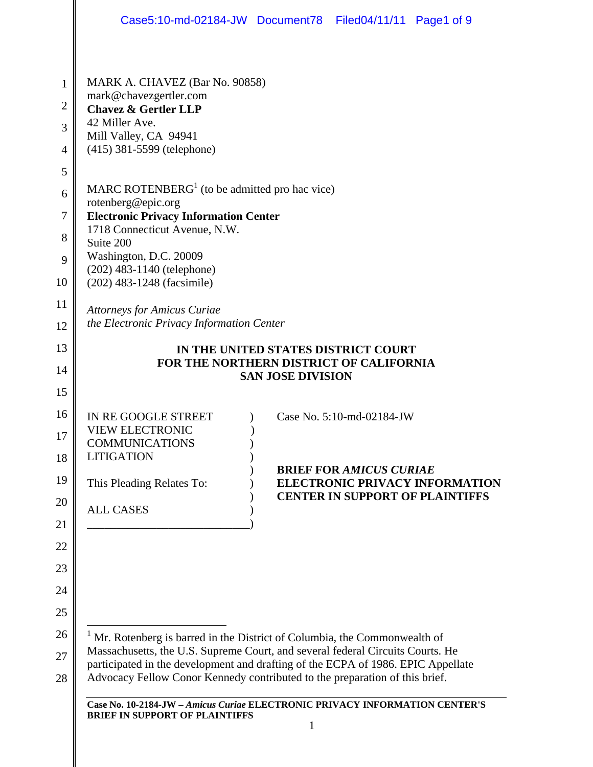MARK A. CHAVEZ (Bar No. 90858)
mark@chavezgertler.com
**Chavez & Gertler LLP**
42 Miller Ave.
Mill Valley, CA 94941
(415) 381-5599 (telephone)

MARC ROTENBERG[1] (to be admitted pro hac vice)
rotenberg@epic.org
**Electronic Privacy Information Center**
1718 Connecticut Avenue, N.W.
Suite 200
Washington, D.C. 20009
(202) 483-1140 (telephone)
(202) 483-1248 (facsimile)

*Attorneys for Amicus Curiae*
*the Electronic Privacy Information Center*

**IN THE UNITED STATES DISTRICT COURT**
**FOR THE NORTHERN DISTRICT OF CALIFORNIA**
**SAN JOSE DIVISION**

| | |
|---|---|
| IN RE GOOGLE STREET VIEW ELECTRONIC COMMUNICATIONS LITIGATION | Case No. 5:10-md-02184-JW |
| This Pleading Relates To: ALL CASES | **BRIEF FOR *AMICUS CURIAE* ELECTRONIC PRIVACY INFORMATION CENTER IN SUPPORT OF PLAINTIFFS** |

---

[1] Mr. Rotenberg is barred in the District of Columbia, the Commonwealth of Massachusetts, the U.S. Supreme Court, and several federal Circuits Courts. He participated in the development and drafting of the ECPA of 1986. EPIC Appellate Advocacy Fellow Conor Kennedy contributed to the preparation of this brief.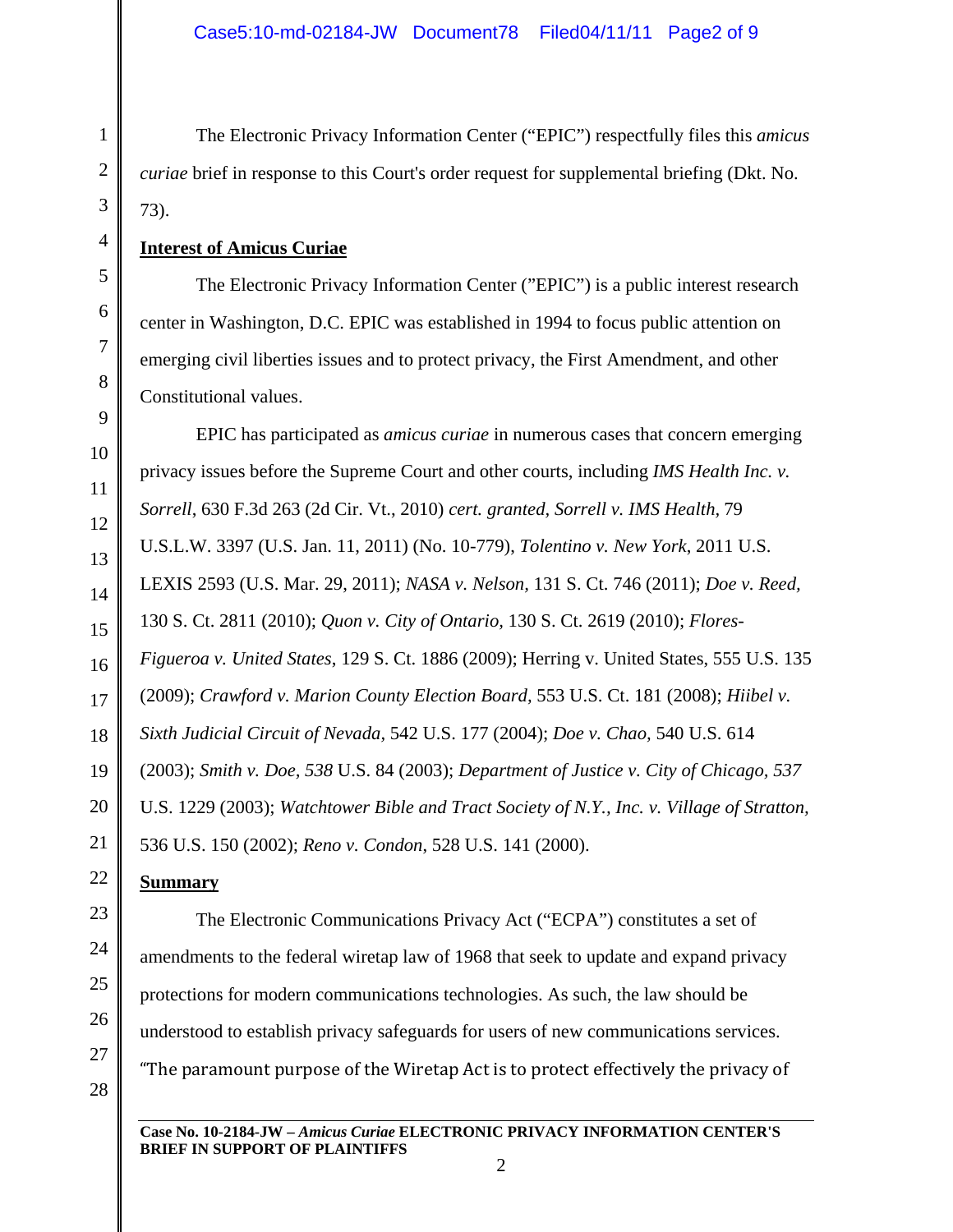The Electronic Privacy Information Center ("EPIC") respectfully files this *amicus curiae* brief in response to this Court's order request for supplemental briefing (Dkt. No. 73).

**Interest of Amicus Curiae**

The Electronic Privacy Information Center ("EPIC") is a public interest research center in Washington, D.C. EPIC was established in 1994 to focus public attention on emerging civil liberties issues and to protect privacy, the First Amendment, and other Constitutional values.

EPIC has participated as *amicus curiae* in numerous cases that concern emerging privacy issues before the Supreme Court and other courts, including *IMS Health Inc. v. Sorrell*, 630 F.3d 263 (2d Cir. Vt., 2010) *cert. granted, Sorrell v. IMS Health*, 79 U.S.L.W. 3397 (U.S. Jan. 11, 2011) (No. 10-779), *Tolentino v. New York*, 2011 U.S. LEXIS 2593 (U.S. Mar. 29, 2011); *NASA v. Nelson*, 131 S. Ct. 746 (2011); *Doe v. Reed*, 130 S. Ct. 2811 (2010); *Quon v. City of Ontario*, 130 S. Ct. 2619 (2010); *Flores-Figueroa v. United States*, 129 S. Ct. 1886 (2009); Herring v. United States, 555 U.S. 135 (2009); *Crawford v. Marion County Election Board*, 553 U.S. Ct. 181 (2008); *Hiibel v. Sixth Judicial Circuit of Nevada*, 542 U.S. 177 (2004); *Doe v. Chao*, 540 U.S. 614 (2003); *Smith v. Doe*, *538* U.S. 84 (2003); *Department of Justice v. City of Chicago*, *537* U.S. 1229 (2003); *Watchtower Bible and Tract Society of N.Y., Inc. v. Village of Stratton*, 536 U.S. 150 (2002); *Reno v. Condon*, 528 U.S. 141 (2000).

**Summary**

The Electronic Communications Privacy Act ("ECPA") constitutes a set of amendments to the federal wiretap law of 1968 that seek to update and expand privacy protections for modern communications technologies. As such, the law should be understood to establish privacy safeguards for users of new communications services. "The paramount purpose of the Wiretap Act is to protect effectively the privacy of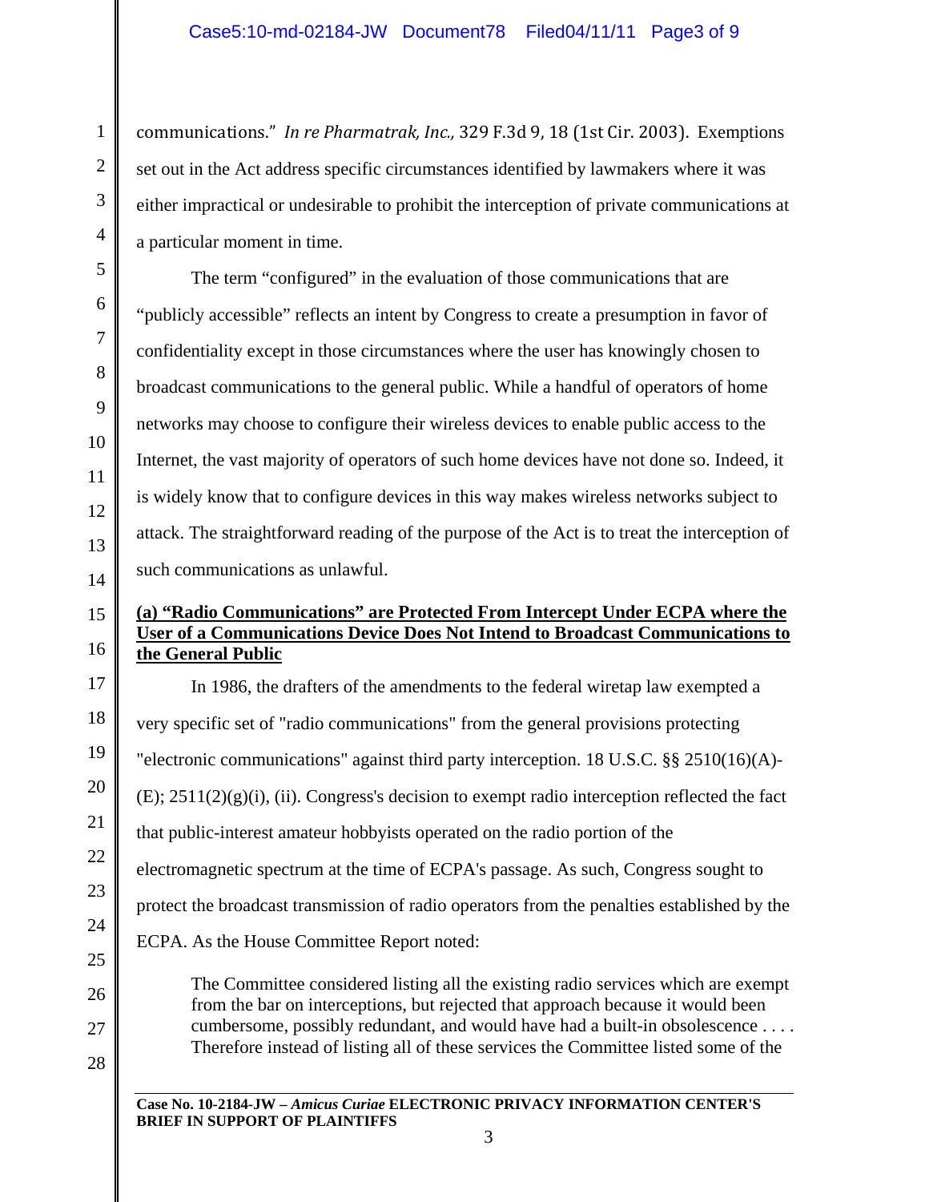communications." *In re Pharmatrak, Inc.*, 329 F.3d 9, 18 (1st Cir. 2003). Exemptions set out in the Act address specific circumstances identified by lawmakers where it was either impractical or undesirable to prohibit the interception of private communications at a particular moment in time.

The term "configured" in the evaluation of those communications that are "publicly accessible" reflects an intent by Congress to create a presumption in favor of confidentiality except in those circumstances where the user has knowingly chosen to broadcast communications to the general public. While a handful of operators of home networks may choose to configure their wireless devices to enable public access to the Internet, the vast majority of operators of such home devices have not done so. Indeed, it is widely know that to configure devices in this way makes wireless networks subject to attack. The straightforward reading of the purpose of the Act is to treat the interception of such communications as unlawful.

**(a) "Radio Communications" are Protected From Intercept Under ECPA where the User of a Communications Device Does Not Intend to Broadcast Communications to the General Public**

In 1986, the drafters of the amendments to the federal wiretap law exempted a very specific set of "radio communications" from the general provisions protecting "electronic communications" against third party interception. 18 U.S.C. §§ 2510(16)(A)-(E); 2511(2)(g)(i), (ii). Congress's decision to exempt radio interception reflected the fact that public-interest amateur hobbyists operated on the radio portion of the electromagnetic spectrum at the time of ECPA's passage. As such, Congress sought to protect the broadcast transmission of radio operators from the penalties established by the ECPA. As the House Committee Report noted:

> The Committee considered listing all the existing radio services which are exempt from the bar on interceptions, but rejected that approach because it would been cumbersome, possibly redundant, and would have had a built-in obsolescence . . . . Therefore instead of listing all of these services the Committee listed some of the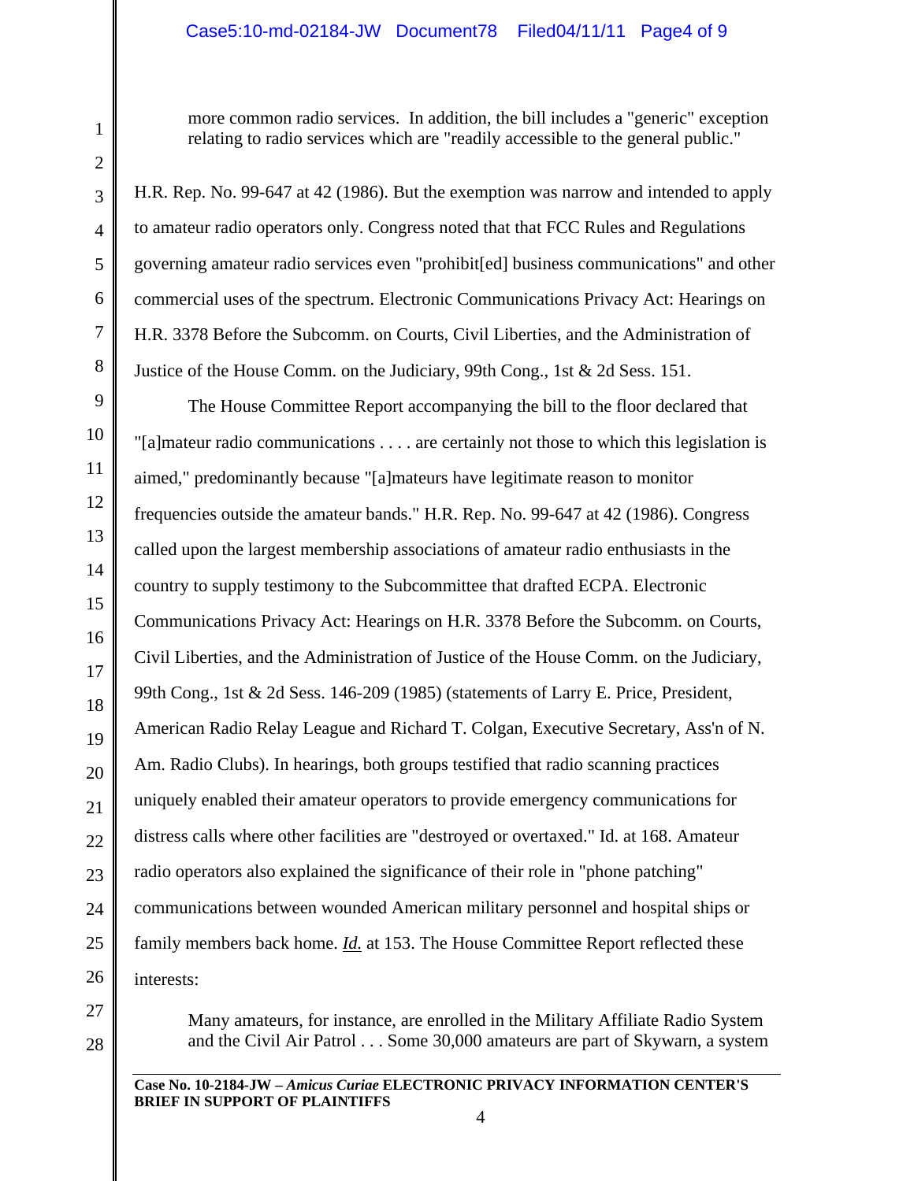> more common radio services. In addition, the bill includes a "generic" exception relating to radio services which are "readily accessible to the general public."

H.R. Rep. No. 99-647 at 42 (1986). But the exemption was narrow and intended to apply to amateur radio operators only. Congress noted that that FCC Rules and Regulations governing amateur radio services even "prohibit[ed] business communications" and other commercial uses of the spectrum. Electronic Communications Privacy Act: Hearings on H.R. 3378 Before the Subcomm. on Courts, Civil Liberties, and the Administration of Justice of the House Comm. on the Judiciary, 99th Cong., 1st & 2d Sess. 151.

The House Committee Report accompanying the bill to the floor declared that "[a]mateur radio communications . . . . are certainly not those to which this legislation is aimed," predominantly because "[a]mateurs have legitimate reason to monitor frequencies outside the amateur bands." H.R. Rep. No. 99-647 at 42 (1986). Congress called upon the largest membership associations of amateur radio enthusiasts in the country to supply testimony to the Subcommittee that drafted ECPA. Electronic Communications Privacy Act: Hearings on H.R. 3378 Before the Subcomm. on Courts, Civil Liberties, and the Administration of Justice of the House Comm. on the Judiciary, 99th Cong., 1st & 2d Sess. 146-209 (1985) (statements of Larry E. Price, President, American Radio Relay League and Richard T. Colgan, Executive Secretary, Ass'n of N. Am. Radio Clubs). In hearings, both groups testified that radio scanning practices uniquely enabled their amateur operators to provide emergency communications for distress calls where other facilities are "destroyed or overtaxed." Id. at 168. Amateur radio operators also explained the significance of their role in "phone patching" communications between wounded American military personnel and hospital ships or family members back home. ***Id.*** at 153. The House Committee Report reflected these interests:

> Many amateurs, for instance, are enrolled in the Military Affiliate Radio System and the Civil Air Patrol . . . Some 30,000 amateurs are part of Skywarn, a system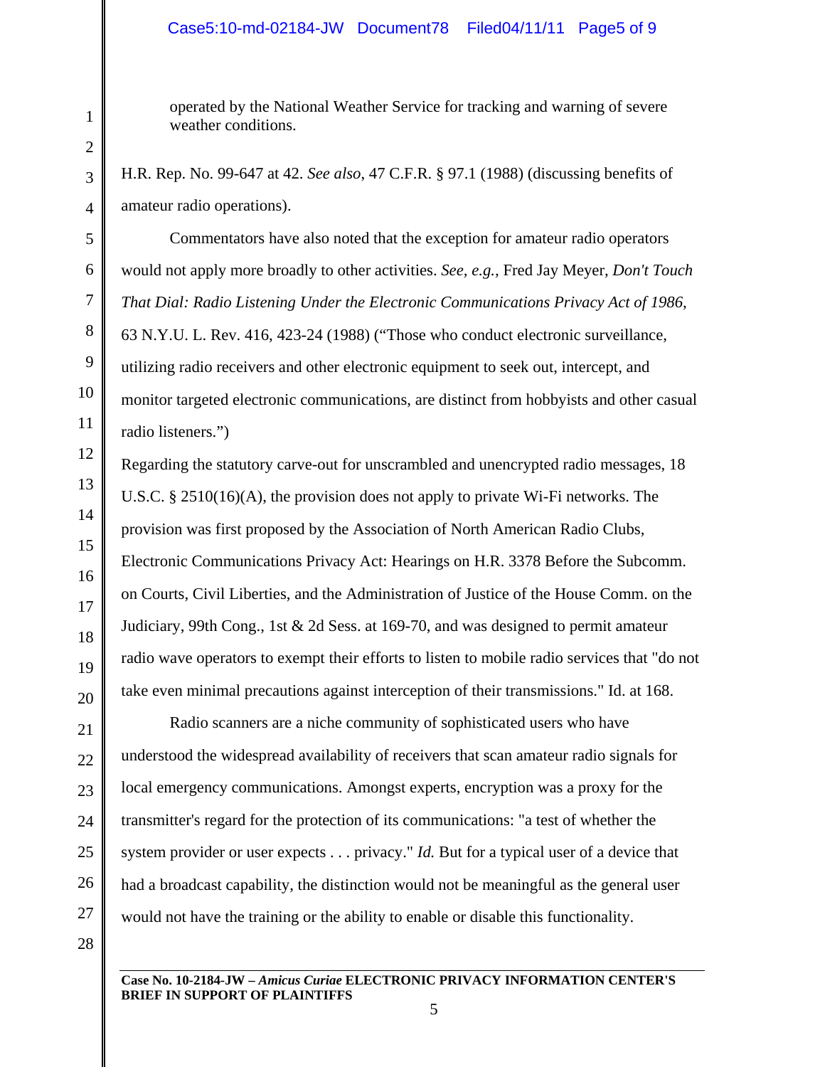operated by the National Weather Service for tracking and warning of severe weather conditions.

H.R. Rep. No. 99-647 at 42. *See also*, 47 C.F.R. § 97.1 (1988) (discussing benefits of amateur radio operations).

Commentators have also noted that the exception for amateur radio operators would not apply more broadly to other activities. *See, e.g.*, Fred Jay Meyer, *Don't Touch That Dial: Radio Listening Under the Electronic Communications Privacy Act of 1986*, 63 N.Y.U. L. Rev. 416, 423-24 (1988) ("Those who conduct electronic surveillance, utilizing radio receivers and other electronic equipment to seek out, intercept, and monitor targeted electronic communications, are distinct from hobbyists and other casual radio listeners.")

Regarding the statutory carve-out for unscrambled and unencrypted radio messages, 18 U.S.C. § 2510(16)(A), the provision does not apply to private Wi-Fi networks. The provision was first proposed by the Association of North American Radio Clubs, Electronic Communications Privacy Act: Hearings on H.R. 3378 Before the Subcomm. on Courts, Civil Liberties, and the Administration of Justice of the House Comm. on the Judiciary, 99th Cong., 1st & 2d Sess. at 169-70, and was designed to permit amateur radio wave operators to exempt their efforts to listen to mobile radio services that "do not take even minimal precautions against interception of their transmissions." Id. at 168.

Radio scanners are a niche community of sophisticated users who have understood the widespread availability of receivers that scan amateur radio signals for local emergency communications. Amongst experts, encryption was a proxy for the transmitter's regard for the protection of its communications: "a test of whether the system provider or user expects . . . privacy." *Id.* But for a typical user of a device that had a broadcast capability, the distinction would not be meaningful as the general user would not have the training or the ability to enable or disable this functionality.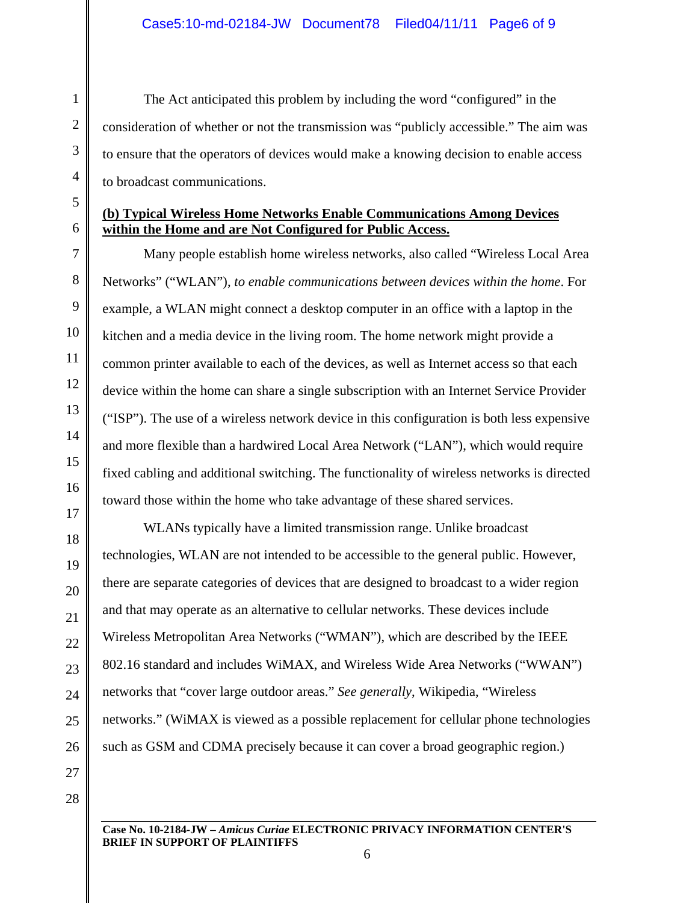The Act anticipated this problem by including the word "configured" in the consideration of whether or not the transmission was "publicly accessible." The aim was to ensure that the operators of devices would make a knowing decision to enable access to broadcast communications.

**(b) Typical Wireless Home Networks Enable Communications Among Devices within the Home and are Not Configured for Public Access.**

Many people establish home wireless networks, also called "Wireless Local Area Networks" ("WLAN"), *to enable communications between devices within the home*. For example, a WLAN might connect a desktop computer in an office with a laptop in the kitchen and a media device in the living room. The home network might provide a common printer available to each of the devices, as well as Internet access so that each device within the home can share a single subscription with an Internet Service Provider ("ISP"). The use of a wireless network device in this configuration is both less expensive and more flexible than a hardwired Local Area Network ("LAN"), which would require fixed cabling and additional switching. The functionality of wireless networks is directed toward those within the home who take advantage of these shared services.

WLANs typically have a limited transmission range. Unlike broadcast technologies, WLAN are not intended to be accessible to the general public. However, there are separate categories of devices that are designed to broadcast to a wider region and that may operate as an alternative to cellular networks. These devices include Wireless Metropolitan Area Networks ("WMAN"), which are described by the IEEE 802.16 standard and includes WiMAX, and Wireless Wide Area Networks ("WWAN") networks that "cover large outdoor areas." *See generally*, Wikipedia, "Wireless networks." (WiMAX is viewed as a possible replacement for cellular phone technologies such as GSM and CDMA precisely because it can cover a broad geographic region.)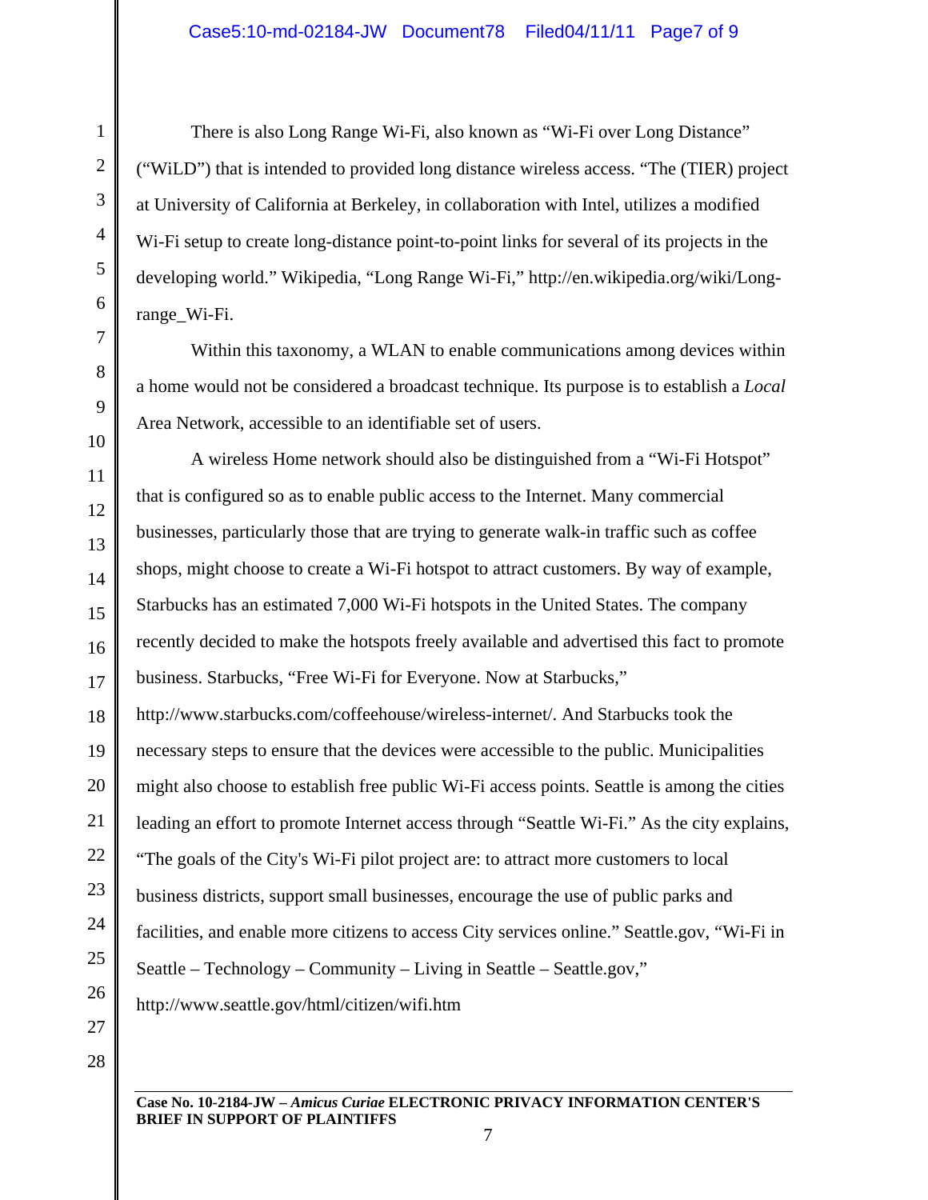There is also Long Range Wi-Fi, also known as "Wi-Fi over Long Distance" ("WiLD") that is intended to provided long distance wireless access. "The (TIER) project at University of California at Berkeley, in collaboration with Intel, utilizes a modified Wi-Fi setup to create long-distance point-to-point links for several of its projects in the developing world." Wikipedia, "Long Range Wi-Fi," http://en.wikipedia.org/wiki/Long-range_Wi-Fi.

Within this taxonomy, a WLAN to enable communications among devices within a home would not be considered a broadcast technique. Its purpose is to establish a *Local* Area Network, accessible to an identifiable set of users.

A wireless Home network should also be distinguished from a "Wi-Fi Hotspot" that is configured so as to enable public access to the Internet. Many commercial businesses, particularly those that are trying to generate walk-in traffic such as coffee shops, might choose to create a Wi-Fi hotspot to attract customers. By way of example, Starbucks has an estimated 7,000 Wi-Fi hotspots in the United States. The company recently decided to make the hotspots freely available and advertised this fact to promote business. Starbucks, "Free Wi-Fi for Everyone. Now at Starbucks," http://www.starbucks.com/coffeehouse/wireless-internet/. And Starbucks took the necessary steps to ensure that the devices were accessible to the public. Municipalities might also choose to establish free public Wi-Fi access points. Seattle is among the cities leading an effort to promote Internet access through "Seattle Wi-Fi." As the city explains, "The goals of the City's Wi-Fi pilot project are: to attract more customers to local business districts, support small businesses, encourage the use of public parks and facilities, and enable more citizens to access City services online." Seattle.gov, "Wi-Fi in Seattle – Technology – Community – Living in Seattle – Seattle.gov," http://www.seattle.gov/html/citizen/wifi.htm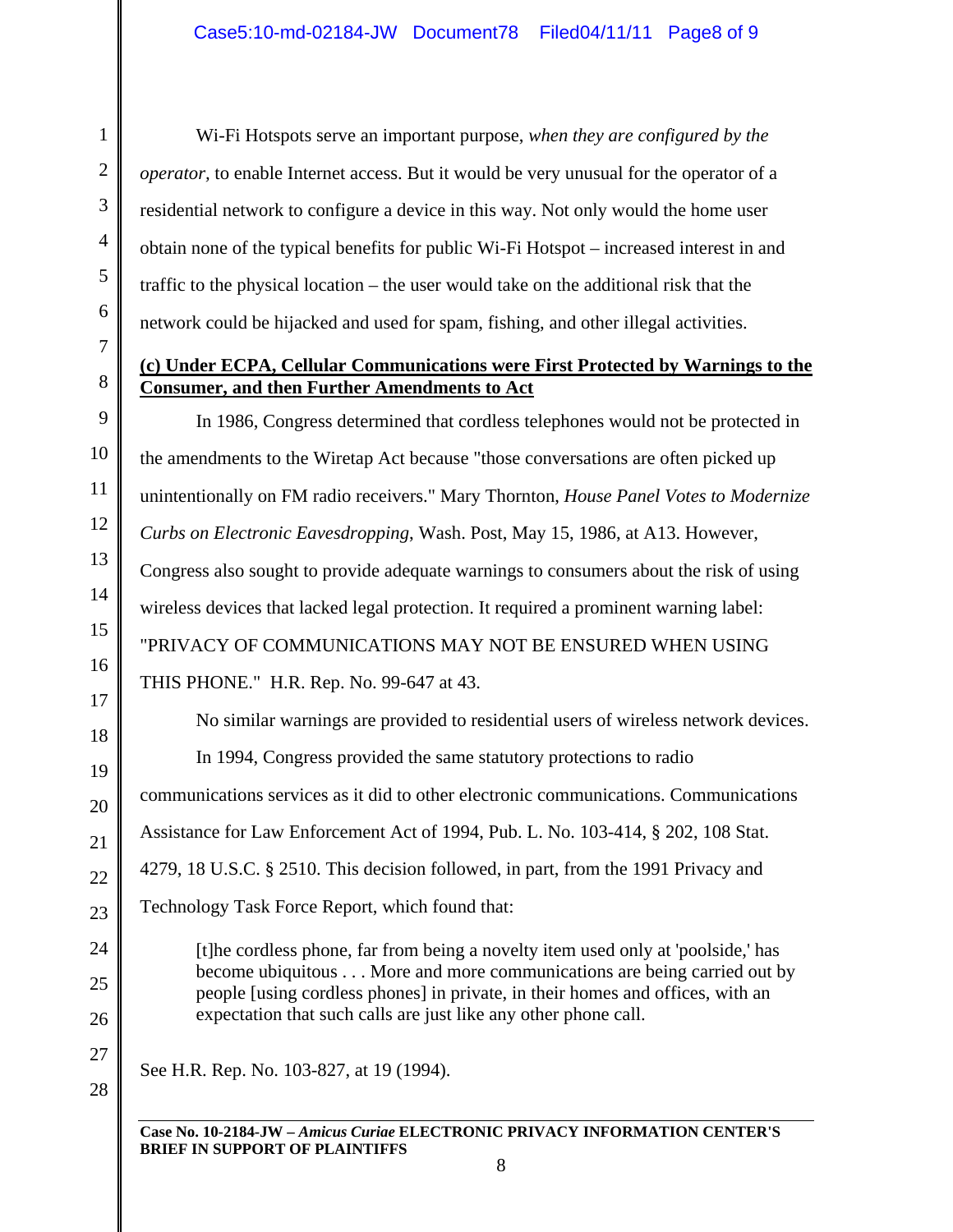Wi-Fi Hotspots serve an important purpose, *when they are configured by the operator,* to enable Internet access. But it would be very unusual for the operator of a residential network to configure a device in this way. Not only would the home user obtain none of the typical benefits for public Wi-Fi Hotspot – increased interest in and traffic to the physical location – the user would take on the additional risk that the network could be hijacked and used for spam, fishing, and other illegal activities.

**(c) Under ECPA, Cellular Communications were First Protected by Warnings to the Consumer, and then Further Amendments to Act**

In 1986, Congress determined that cordless telephones would not be protected in the amendments to the Wiretap Act because "those conversations are often picked up unintentionally on FM radio receivers." Mary Thornton, *House Panel Votes to Modernize Curbs on Electronic Eavesdropping*, Wash. Post, May 15, 1986, at A13. However, Congress also sought to provide adequate warnings to consumers about the risk of using wireless devices that lacked legal protection. It required a prominent warning label: "PRIVACY OF COMMUNICATIONS MAY NOT BE ENSURED WHEN USING THIS PHONE." H.R. Rep. No. 99-647 at 43.

No similar warnings are provided to residential users of wireless network devices.

In 1994, Congress provided the same statutory protections to radio communications services as it did to other electronic communications. Communications Assistance for Law Enforcement Act of 1994, Pub. L. No. 103-414, § 202, 108 Stat. 4279, 18 U.S.C. § 2510. This decision followed, in part, from the 1991 Privacy and Technology Task Force Report, which found that:

> [t]he cordless phone, far from being a novelty item used only at 'poolside,' has become ubiquitous . . . More and more communications are being carried out by people [using cordless phones] in private, in their homes and offices, with an expectation that such calls are just like any other phone call.

See H.R. Rep. No. 103-827, at 19 (1994).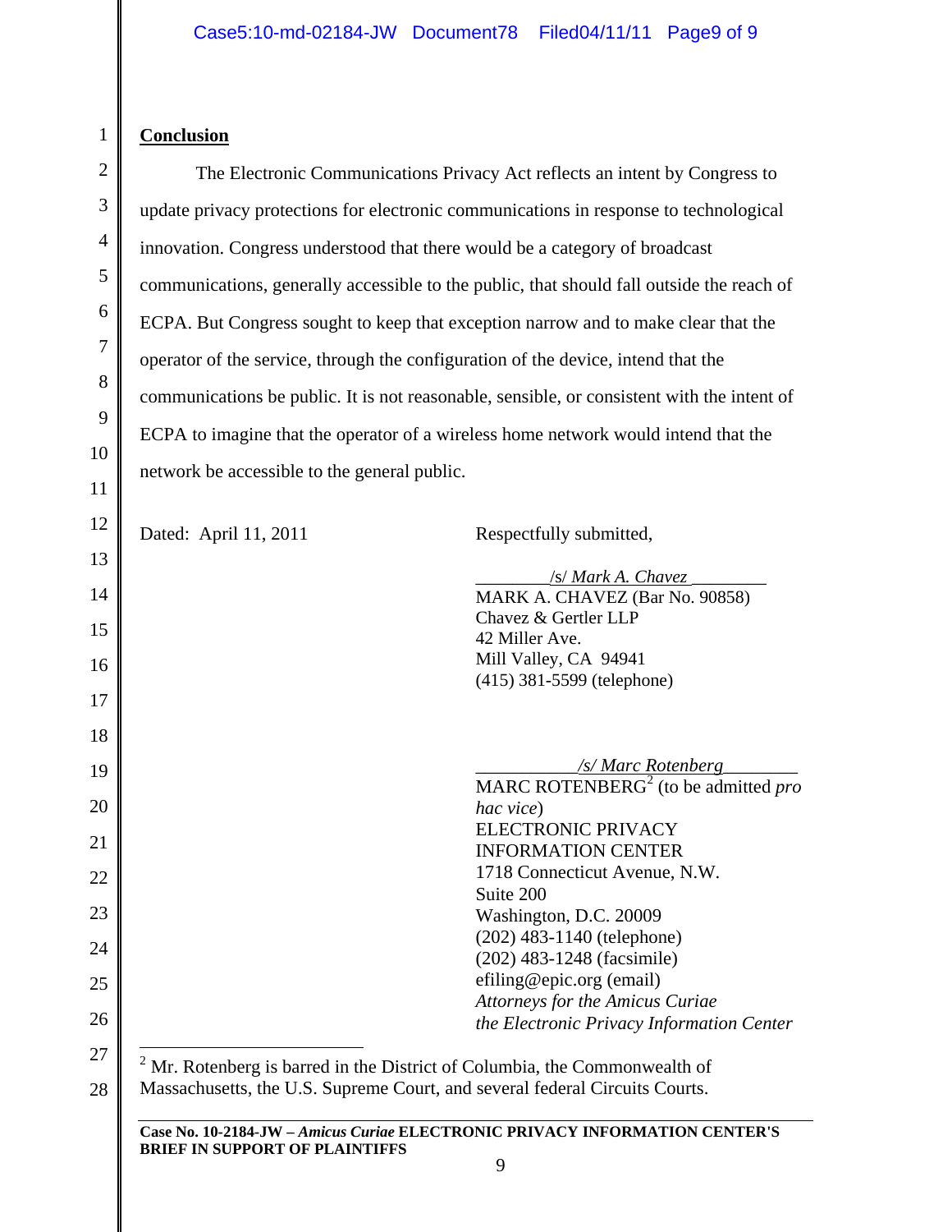## Conclusion

The Electronic Communications Privacy Act reflects an intent by Congress to update privacy protections for electronic communications in response to technological innovation. Congress understood that there would be a category of broadcast communications, generally accessible to the public, that should fall outside the reach of ECPA. But Congress sought to keep that exception narrow and to make clear that the operator of the service, through the configuration of the device, intend that the communications be public. It is not reasonable, sensible, or consistent with the intent of ECPA to imagine that the operator of a wireless home network would intend that the network be accessible to the general public.

Dated: April 11, 2011

Respectfully submitted,

/s/ *Mark A. Chavez*
MARK A. CHAVEZ (Bar No. 90858)
Chavez & Gertler LLP
42 Miller Ave.
Mill Valley, CA 94941
(415) 381-5599 (telephone)

*/s/ Marc Rotenberg*
MARC ROTENBERG[2] (to be admitted *pro hac vice*)
ELECTRONIC PRIVACY INFORMATION CENTER
1718 Connecticut Avenue, N.W.
Suite 200
Washington, D.C. 20009
(202) 483-1140 (telephone)
(202) 483-1248 (facsimile)
efiling@epic.org (email)
*Attorneys for the Amicus Curiae the Electronic Privacy Information Center*

---

[2] Mr. Rotenberg is barred in the District of Columbia, the Commonwealth of Massachusetts, the U.S. Supreme Court, and several federal Circuits Courts.